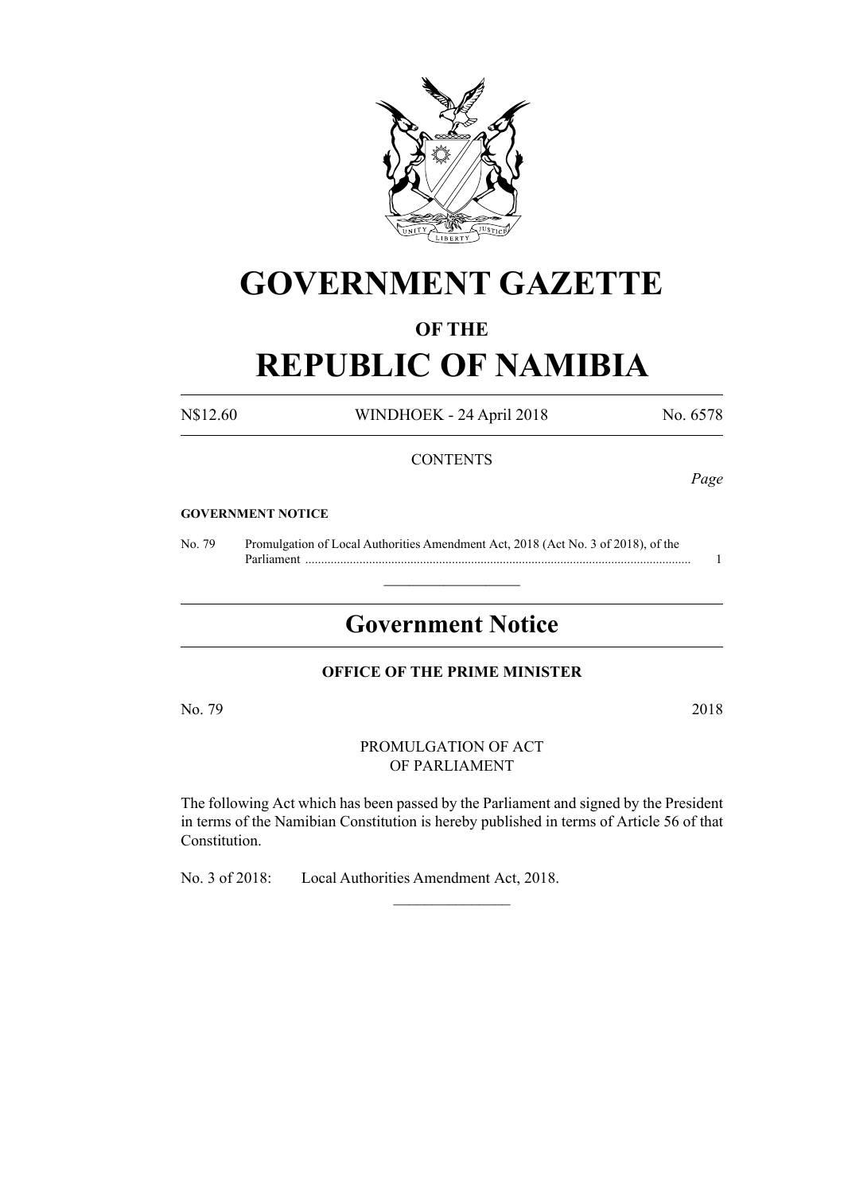# GOVERNMENT GAZETTE

### OF THE

# REPUBLIC OF NAMIBIA

N$12.60 WINDHOEK - 24 April 2018 No. 6578

CONTENTS

*Page*

**GOVERNMENT NOTICE**

| No. 79 | Promulgation of Local Authorities Amendment Act, 2018 (Act No. 3 of 2018), of the Parliament | 1 |
|---|---|---|

---

## Government Notice

### OFFICE OF THE PRIME MINISTER

No. 79 2018

PROMULGATION OF ACT
OF PARLIAMENT

The following Act which has been passed by the Parliament and signed by the President in terms of the Namibian Constitution is hereby published in terms of Article 56 of that Constitution.

No. 3 of 2018: Local Authorities Amendment Act, 2018.

---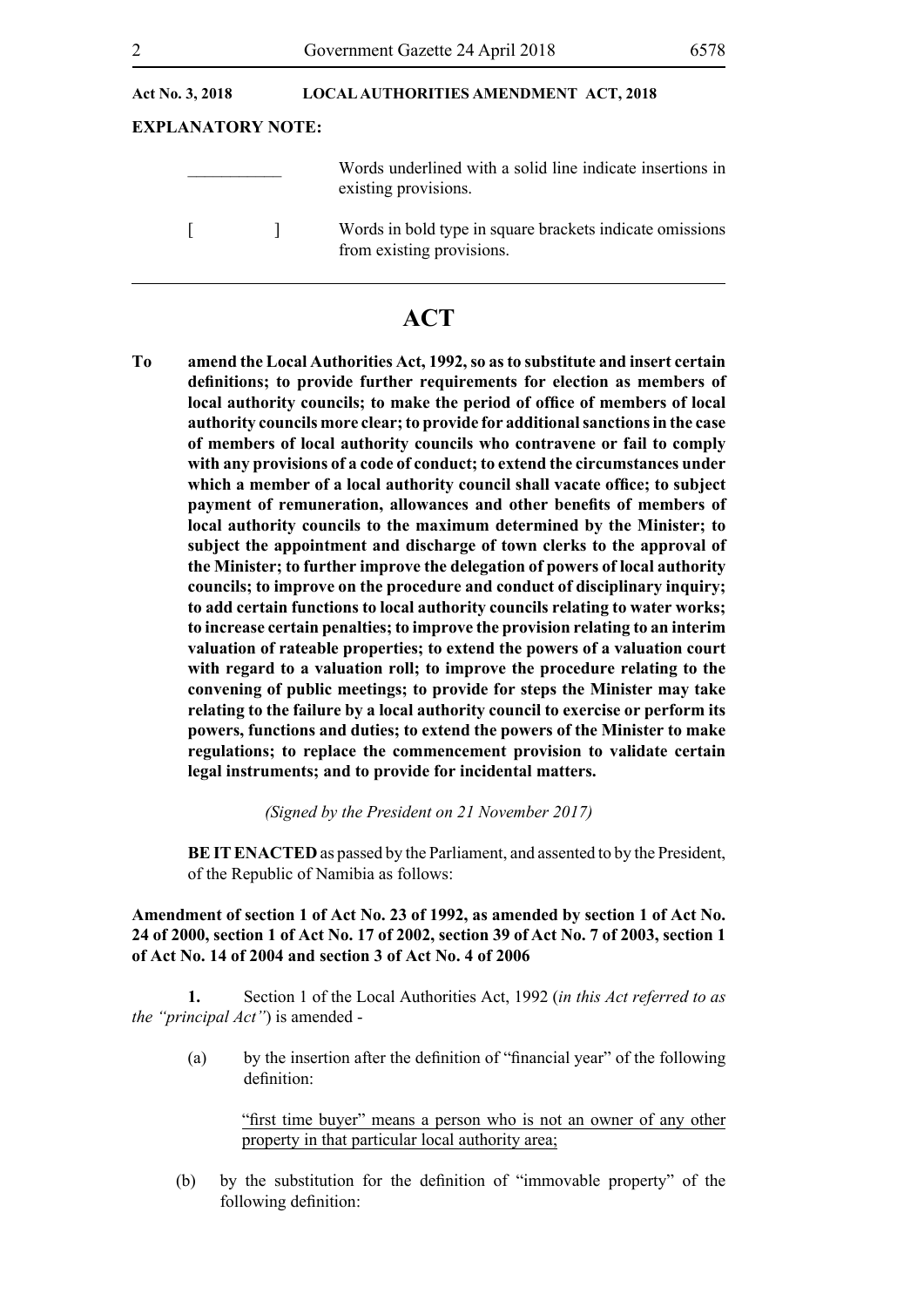**Act No. 3, 2018 LOCAL AUTHORITIES AMENDMENT ACT, 2018**

**EXPLANATORY NOTE:**

| | |
|---|---|
| ___________ | Words underlined with a solid line indicate insertions in existing provisions. |
| [ ] | Words in bold type in square brackets indicate omissions from existing provisions. |

# ACT

**To amend the Local Authorities Act, 1992, so as to substitute and insert certain definitions; to provide further requirements for election as members of local authority councils; to make the period of office of members of local authority councils more clear; to provide for additional sanctions in the case of members of local authority councils who contravene or fail to comply with any provisions of a code of conduct; to extend the circumstances under which a member of a local authority council shall vacate office; to subject payment of remuneration, allowances and other benefits of members of local authority councils to the maximum determined by the Minister; to subject the appointment and discharge of town clerks to the approval of the Minister; to further improve the delegation of powers of local authority councils; to improve on the procedure and conduct of disciplinary inquiry; to add certain functions to local authority councils relating to water works; to increase certain penalties; to improve the provision relating to an interim valuation of rateable properties; to extend the powers of a valuation court with regard to a valuation roll; to improve the procedure relating to the convening of public meetings; to provide for steps the Minister may take relating to the failure by a local authority council to exercise or perform its powers, functions and duties; to extend the powers of the Minister to make regulations; to replace the commencement provision to validate certain legal instruments; and to provide for incidental matters.**

*(Signed by the President on 21 November 2017)*

**BE IT ENACTED** as passed by the Parliament, and assented to by the President, of the Republic of Namibia as follows:

**Amendment of section 1 of Act No. 23 of 1992, as amended by section 1 of Act No. 24 of 2000, section 1 of Act No. 17 of 2002, section 39 of Act No. 7 of 2003, section 1 of Act No. 14 of 2004 and section 3 of Act No. 4 of 2006**

**1.** Section 1 of the Local Authorities Act, 1992 (*in this Act referred to as the "principal Act"*) is amended -

(a) by the insertion after the definition of "financial year" of the following definition:

<u>"first time buyer" means a person who is not an owner of any other property in that particular local authority area;</u>

(b) by the substitution for the definition of "immovable property" of the following definition: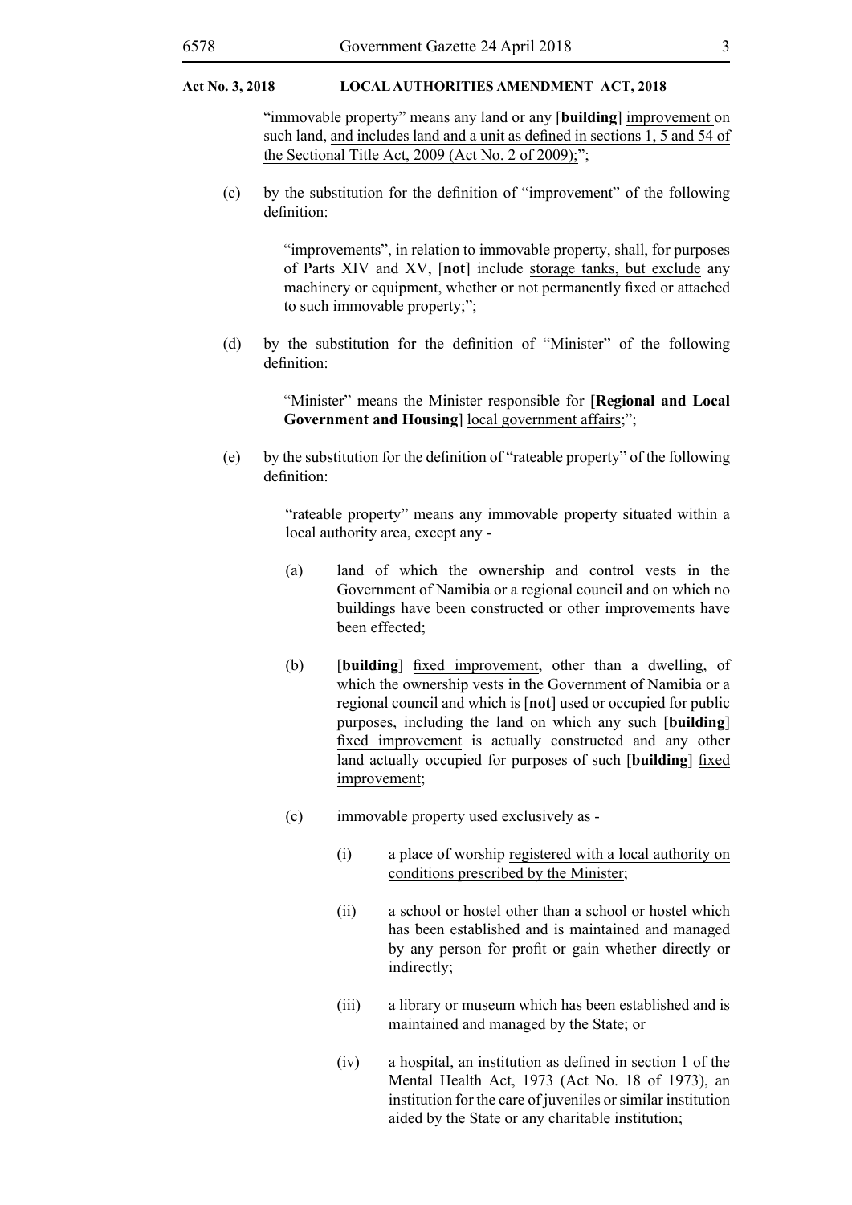"immovable property" means any land or any [**building**] <u>improvement</u> on such land, <u>and includes land and a unit as defined in sections 1, 5 and 54 of the Sectional Title Act, 2009 (Act No. 2 of 2009);</u>";

(c) by the substitution for the definition of "improvement" of the following definition:

> "improvements", in relation to immovable property, shall, for purposes of Parts XIV and XV, [**not**] include <u>storage tanks, but exclude</u> any machinery or equipment, whether or not permanently fixed or attached to such immovable property;";

(d) by the substitution for the definition of "Minister" of the following definition:

> "Minister" means the Minister responsible for [**Regional and Local Government and Housing**] <u>local government affairs</u>;";

(e) by the substitution for the definition of "rateable property" of the following definition:

> "rateable property" means any immovable property situated within a local authority area, except any -
>
> (a) land of which the ownership and control vests in the Government of Namibia or a regional council and on which no buildings have been constructed or other improvements have been effected;
>
> (b) [**building**] <u>fixed improvement</u>, other than a dwelling, of which the ownership vests in the Government of Namibia or a regional council and which is [**not**] used or occupied for public purposes, including the land on which any such [**building**] <u>fixed improvement</u> is actually constructed and any other land actually occupied for purposes of such [**building**] <u>fixed improvement</u>;
>
> (c) immovable property used exclusively as -
>
> (i) a place of worship <u>registered with a local authority on conditions prescribed by the Minister</u>;
>
> (ii) a school or hostel other than a school or hostel which has been established and is maintained and managed by any person for profit or gain whether directly or indirectly;
>
> (iii) a library or museum which has been established and is maintained and managed by the State; or
>
> (iv) a hospital, an institution as defined in section 1 of the Mental Health Act, 1973 (Act No. 18 of 1973), an institution for the care of juveniles or similar institution aided by the State or any charitable institution;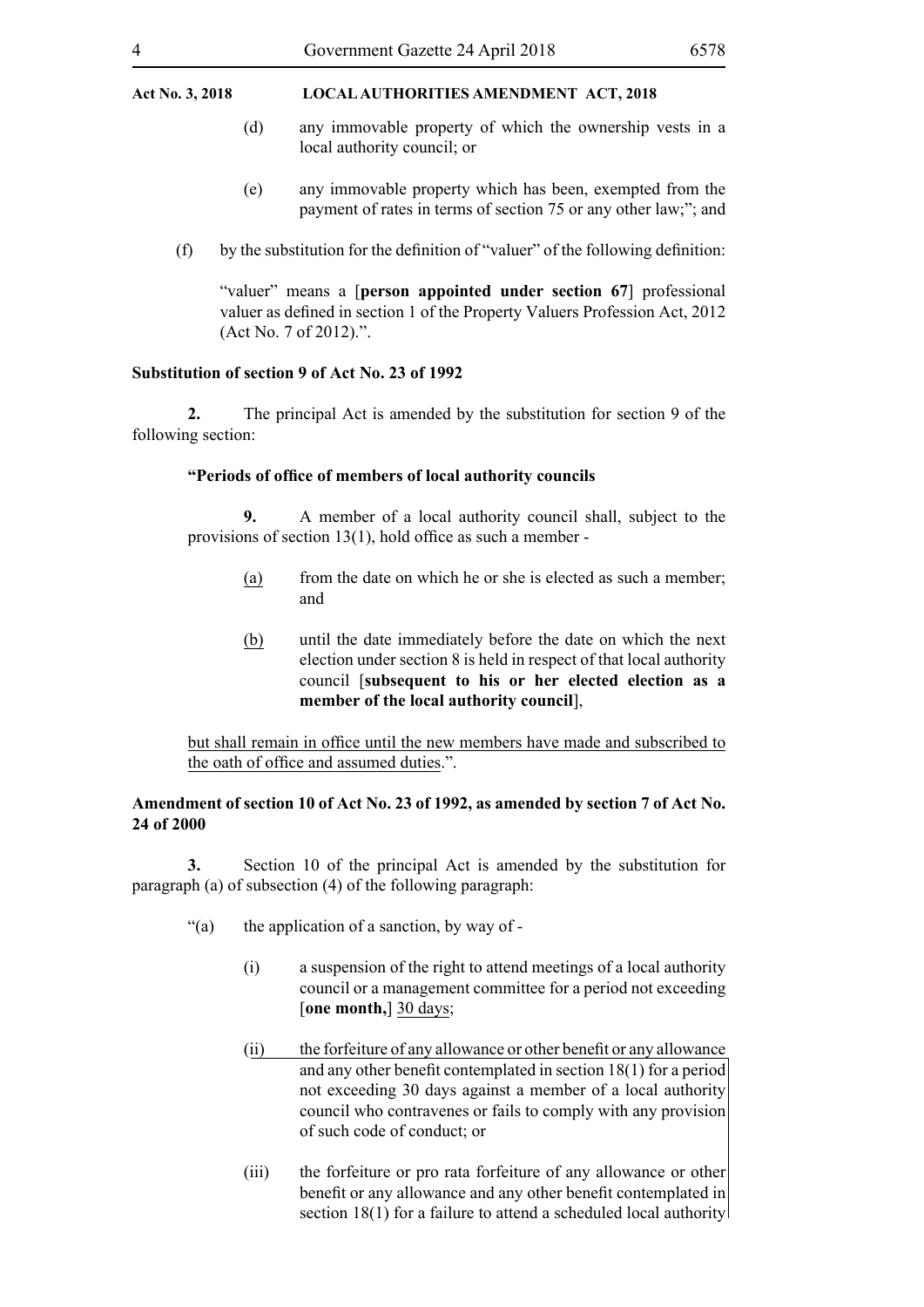(d) any immovable property of which the ownership vests in a local authority council; or

(e) any immovable property which has been, exempted from the payment of rates in terms of section 75 or any other law;"; and

(f) by the substitution for the definition of "valuer" of the following definition:

"valuer" means a [**person appointed under section 67**] professional valuer as defined in section 1 of the Property Valuers Profession Act, 2012 (Act No. 7 of 2012).".

**Substitution of section 9 of Act No. 23 of 1992**

**2.** The principal Act is amended by the substitution for section 9 of the following section:

**"Periods of office of members of local authority councils**

**9.** A member of a local authority council shall, subject to the provisions of section 13(1), hold office as such a member -

(a) from the date on which he or she is elected as such a member; and

(b) until the date immediately before the date on which the next election under section 8 is held in respect of that local authority council [**subsequent to his or her elected election as a member of the local authority council**],

but shall remain in office until the new members have made and subscribed to the oath of office and assumed duties.".

**Amendment of section 10 of Act No. 23 of 1992, as amended by section 7 of Act No. 24 of 2000**

**3.** Section 10 of the principal Act is amended by the substitution for paragraph (a) of subsection (4) of the following paragraph:

"(a) the application of a sanction, by way of -

(i) a suspension of the right to attend meetings of a local authority council or a management committee for a period not exceeding [**one month,**] 30 days;

(ii) the forfeiture of any allowance or other benefit or any allowance and any other benefit contemplated in section 18(1) for a period not exceeding 30 days against a member of a local authority council who contravenes or fails to comply with any provision of such code of conduct; or

(iii) the forfeiture or pro rata forfeiture of any allowance or other benefit or any allowance and any other benefit contemplated in section 18(1) for a failure to attend a scheduled local authority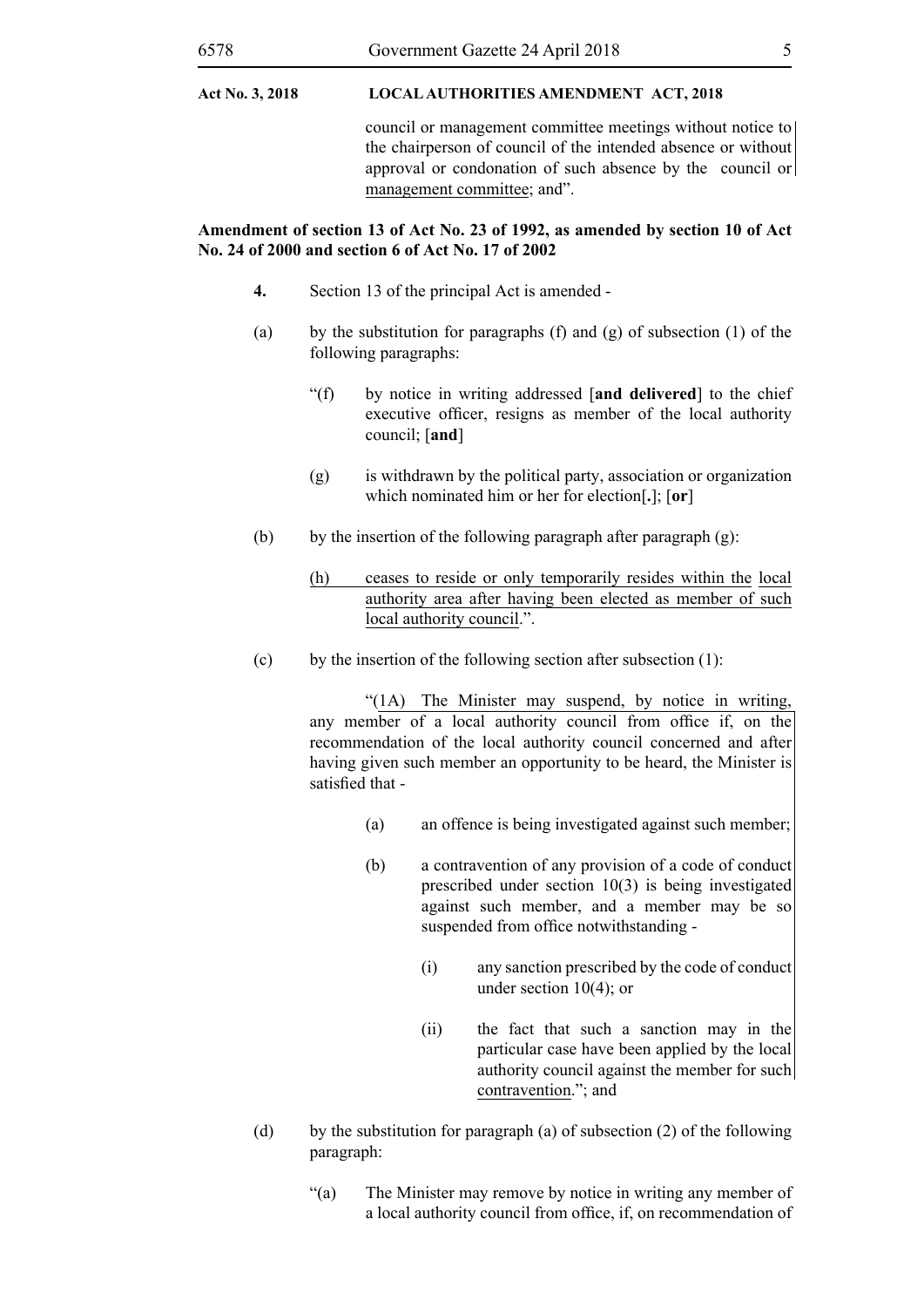council or management committee meetings without notice to the chairperson of council of the intended absence or without approval or condonation of such absence by the council or management committee; and".

**Amendment of section 13 of Act No. 23 of 1992, as amended by section 10 of Act No. 24 of 2000 and section 6 of Act No. 17 of 2002**

**4.** Section 13 of the principal Act is amended -

(a) by the substitution for paragraphs (f) and (g) of subsection (1) of the following paragraphs:

"(f) by notice in writing addressed [**and delivered**] to the chief executive officer, resigns as member of the local authority council; [**and**]

(g) is withdrawn by the political party, association or organization which nominated him or her for election[**.**]; [**or**]

(b) by the insertion of the following paragraph after paragraph (g):

(h) ceases to reside or only temporarily resides within the local authority area after having been elected as member of such local authority council.".

(c) by the insertion of the following section after subsection (1):

"(1A) The Minister may suspend, by notice in writing, any member of a local authority council from office if, on the recommendation of the local authority council concerned and after having given such member an opportunity to be heard, the Minister is satisfied that -

(a) an offence is being investigated against such member;

(b) a contravention of any provision of a code of conduct prescribed under section 10(3) is being investigated against such member, and a member may be so suspended from office notwithstanding -

(i) any sanction prescribed by the code of conduct under section 10(4); or

(ii) the fact that such a sanction may in the particular case have been applied by the local authority council against the member for such contravention."; and

(d) by the substitution for paragraph (a) of subsection (2) of the following paragraph:

"(a) The Minister may remove by notice in writing any member of a local authority council from office, if, on recommendation of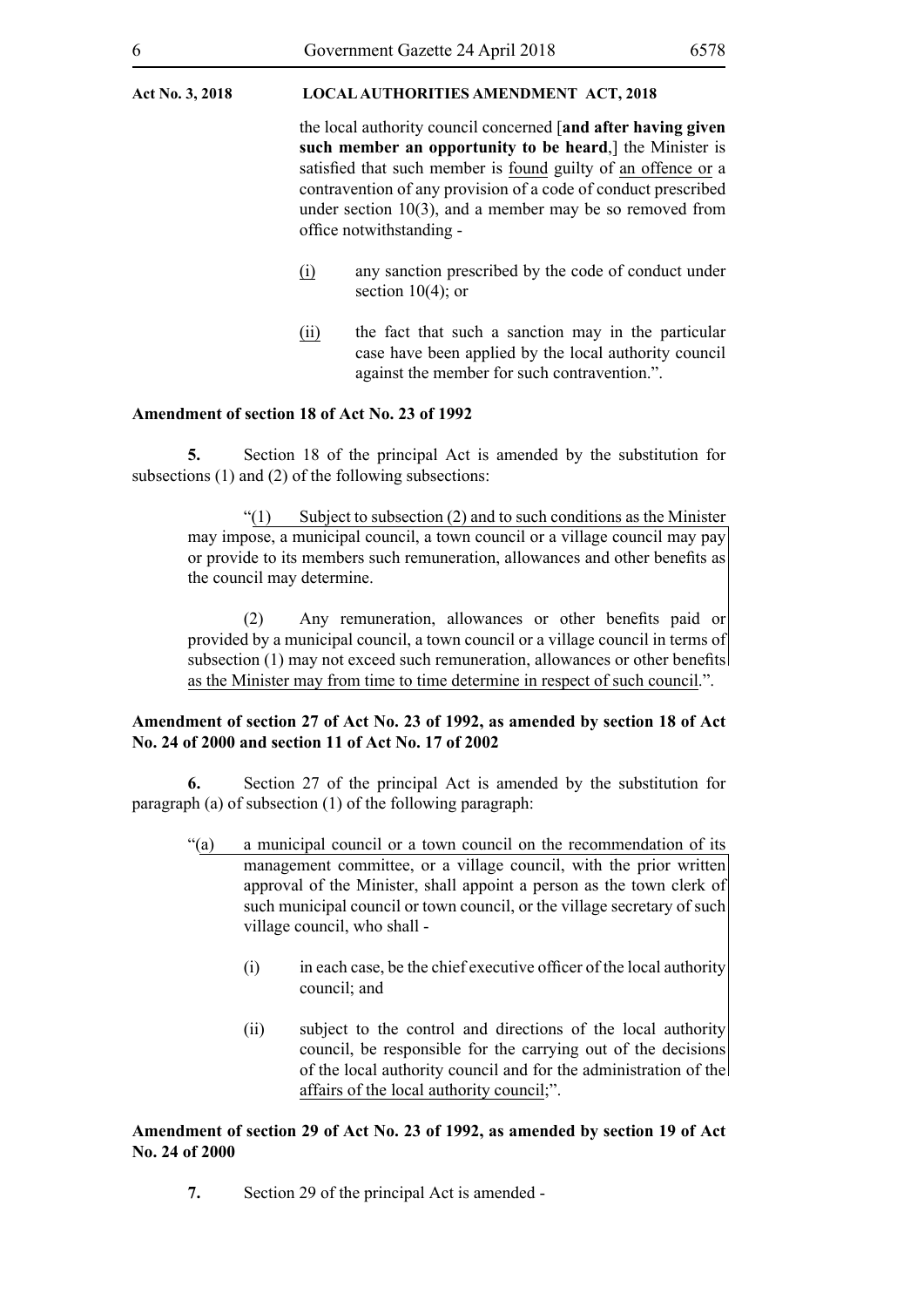the local authority council concerned [**and after having given such member an opportunity to be heard**,] the Minister is satisfied that such member is found guilty of an offence or a contravention of any provision of a code of conduct prescribed under section 10(3), and a member may be so removed from office notwithstanding -

(i) any sanction prescribed by the code of conduct under section 10(4); or

(ii) the fact that such a sanction may in the particular case have been applied by the local authority council against the member for such contravention.".

**Amendment of section 18 of Act No. 23 of 1992**

**5.** Section 18 of the principal Act is amended by the substitution for subsections (1) and (2) of the following subsections:

"(1) Subject to subsection (2) and to such conditions as the Minister may impose, a municipal council, a town council or a village council may pay or provide to its members such remuneration, allowances and other benefits as the council may determine.

(2) Any remuneration, allowances or other benefits paid or provided by a municipal council, a town council or a village council in terms of subsection (1) may not exceed such remuneration, allowances or other benefits as the Minister may from time to time determine in respect of such council.".

**Amendment of section 27 of Act No. 23 of 1992, as amended by section 18 of Act No. 24 of 2000 and section 11 of Act No. 17 of 2002**

**6.** Section 27 of the principal Act is amended by the substitution for paragraph (a) of subsection (1) of the following paragraph:

"(a) a municipal council or a town council on the recommendation of its management committee, or a village council, with the prior written approval of the Minister, shall appoint a person as the town clerk of such municipal council or town council, or the village secretary of such village council, who shall -

(i) in each case, be the chief executive officer of the local authority council; and

(ii) subject to the control and directions of the local authority council, be responsible for the carrying out of the decisions of the local authority council and for the administration of the affairs of the local authority council;".

**Amendment of section 29 of Act No. 23 of 1992, as amended by section 19 of Act No. 24 of 2000**

**7.** Section 29 of the principal Act is amended -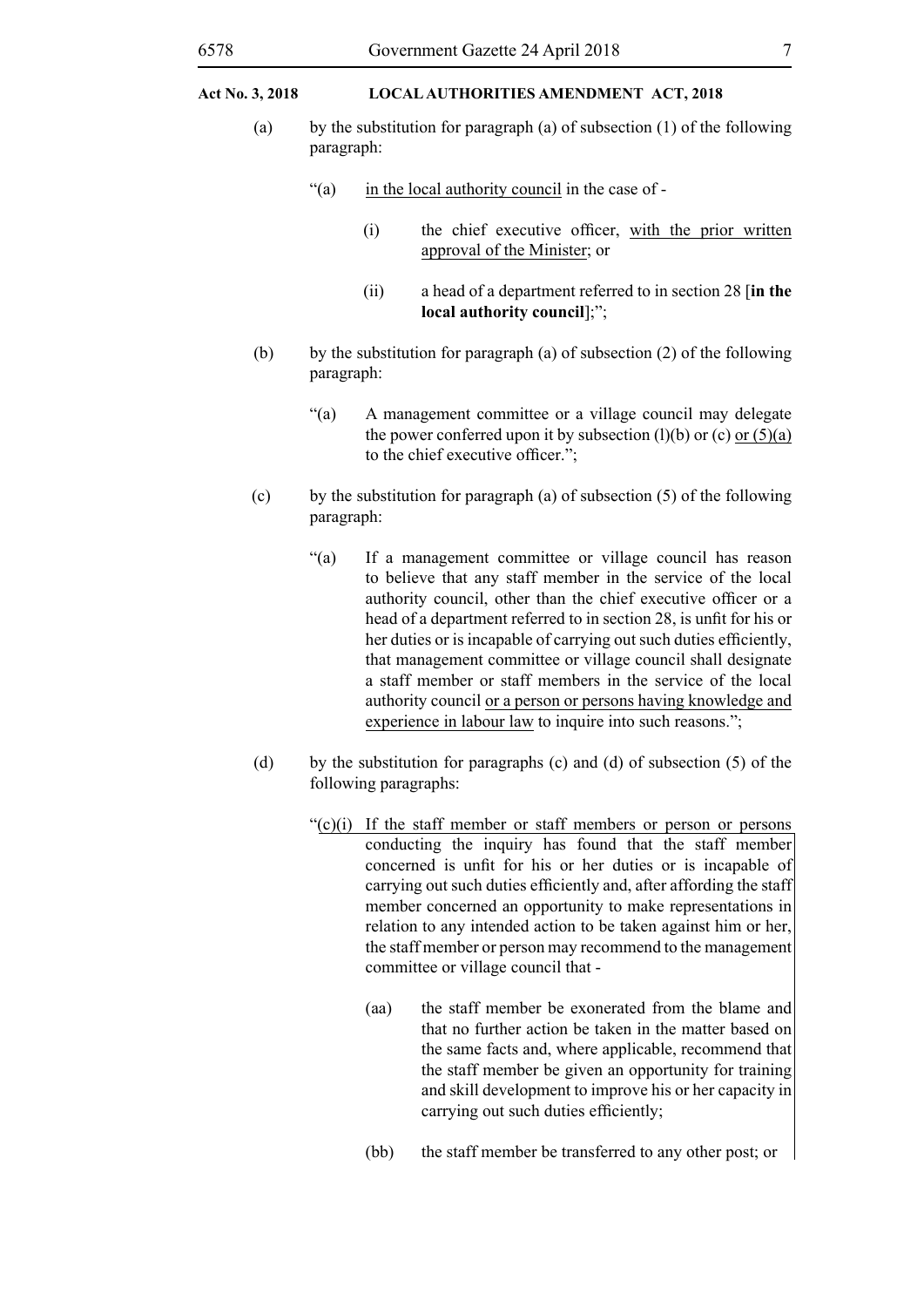(a) by the substitution for paragraph (a) of subsection (1) of the following paragraph:

> "(a) <u>in the local authority council</u> in the case of -
>
> (i) the chief executive officer, <u>with the prior written approval of the Minister</u>; or
>
> (ii) a head of a department referred to in section 28 [**in the local authority council**];";

(b) by the substitution for paragraph (a) of subsection (2) of the following paragraph:

> "(a) A management committee or a village council may delegate the power conferred upon it by subsection (l)(b) or (c) <u>or (5)(a)</u> to the chief executive officer.";

(c) by the substitution for paragraph (a) of subsection (5) of the following paragraph:

> "(a) If a management committee or village council has reason to believe that any staff member in the service of the local authority council, other than the chief executive officer or a head of a department referred to in section 28, is unfit for his or her duties or is incapable of carrying out such duties efficiently, that management committee or village council shall designate a staff member or staff members in the service of the local authority council <u>or a person or persons having knowledge and experience in labour law</u> to inquire into such reasons.";

(d) by the substitution for paragraphs (c) and (d) of subsection (5) of the following paragraphs:

> "<u>(c)(i) If the staff member or staff members or person or persons</u> conducting the inquiry has found that the staff member concerned is unfit for his or her duties or is incapable of carrying out such duties efficiently and, after affording the staff member concerned an opportunity to make representations in relation to any intended action to be taken against him or her, the staff member or person may recommend to the management committee or village council that -
>
> (aa) the staff member be exonerated from the blame and that no further action be taken in the matter based on the same facts and, where applicable, recommend that the staff member be given an opportunity for training and skill development to improve his or her capacity in carrying out such duties efficiently;
>
> (bb) the staff member be transferred to any other post; or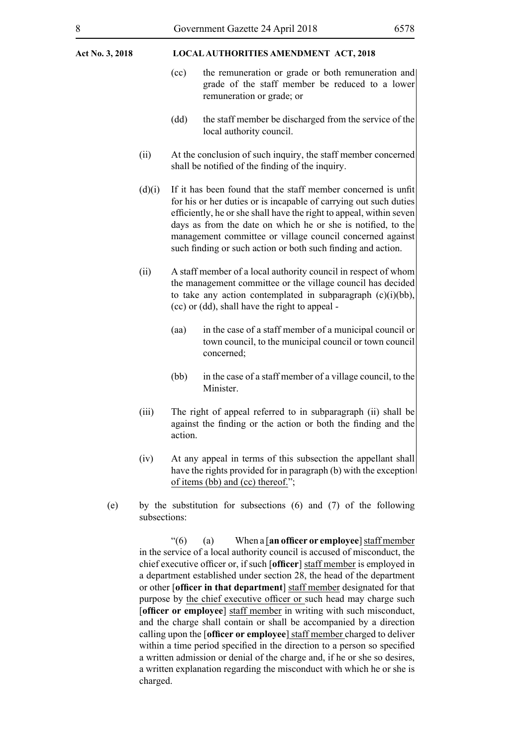(cc) the remuneration or grade or both remuneration and grade of the staff member be reduced to a lower remuneration or grade; or

(dd) the staff member be discharged from the service of the local authority council.

(ii) At the conclusion of such inquiry, the staff member concerned shall be notified of the finding of the inquiry.

(d)(i) If it has been found that the staff member concerned is unfit for his or her duties or is incapable of carrying out such duties efficiently, he or she shall have the right to appeal, within seven days as from the date on which he or she is notified, to the management committee or village council concerned against such finding or such action or both such finding and action.

(ii) A staff member of a local authority council in respect of whom the management committee or the village council has decided to take any action contemplated in subparagraph (c)(i)(bb), (cc) or (dd), shall have the right to appeal -

(aa) in the case of a staff member of a municipal council or town council, to the municipal council or town council concerned;

(bb) in the case of a staff member of a village council, to the Minister.

(iii) The right of appeal referred to in subparagraph (ii) shall be against the finding or the action or both the finding and the action.

(iv) At any appeal in terms of this subsection the appellant shall have the rights provided for in paragraph (b) with the exception <u>of items (bb) and (cc) thereof.</u>";

(e) by the substitution for subsections (6) and (7) of the following subsections:

"(6) (a) When a [**an officer or employee**] <u>staff member</u> in the service of a local authority council is accused of misconduct, the chief executive officer or, if such [**officer**] <u>staff member</u> is employed in a department established under section 28, the head of the department or other [**officer in that department**] <u>staff member</u> designated for that purpose by <u>the chief executive officer or</u> such head may charge such [**officer or employee**] <u>staff member</u> in writing with such misconduct, and the charge shall contain or shall be accompanied by a direction calling upon the [**officer or employee**] <u>staff member</u> charged to deliver within a time period specified in the direction to a person so specified a written admission or denial of the charge and, if he or she so desires, a written explanation regarding the misconduct with which he or she is charged.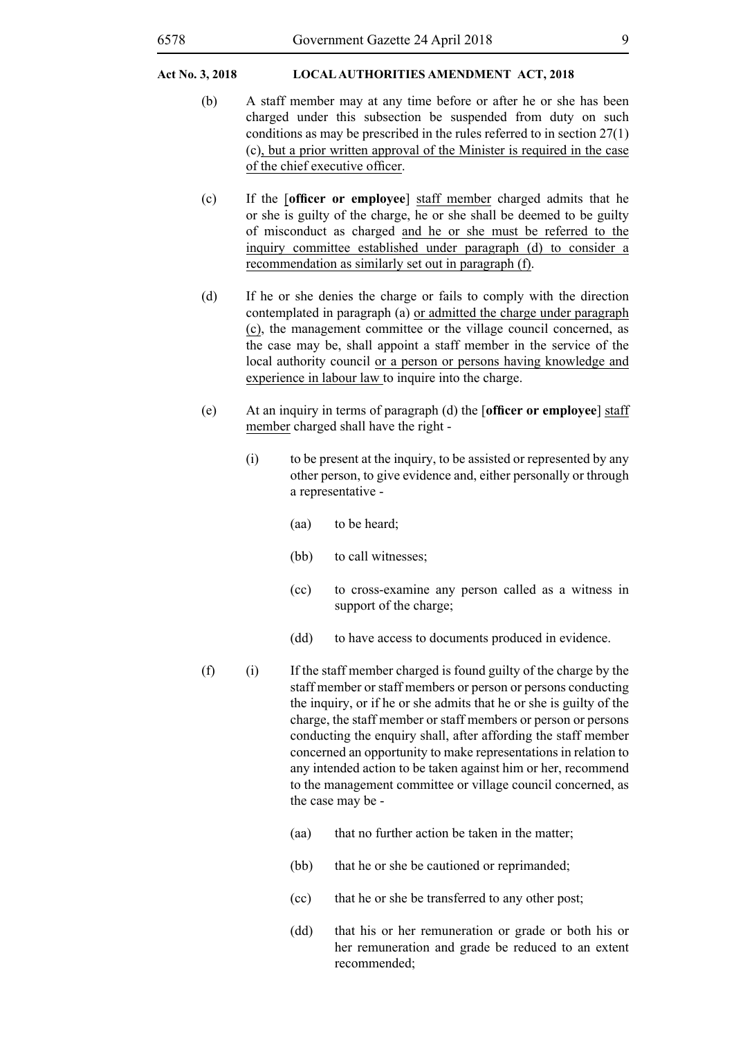(b) A staff member may at any time before or after he or she has been charged under this subsection be suspended from duty on such conditions as may be prescribed in the rules referred to in section 27(1)(c), but a prior written approval of the Minister is required in the case of the chief executive officer.

(c) If the [**officer or employee**] staff member charged admits that he or she is guilty of the charge, he or she shall be deemed to be guilty of misconduct as charged and he or she must be referred to the inquiry committee established under paragraph (d) to consider a recommendation as similarly set out in paragraph (f).

(d) If he or she denies the charge or fails to comply with the direction contemplated in paragraph (a) or admitted the charge under paragraph (c), the management committee or the village council concerned, as the case may be, shall appoint a staff member in the service of the local authority council or a person or persons having knowledge and experience in labour law to inquire into the charge.

(e) At an inquiry in terms of paragraph (d) the [**officer or employee**] staff member charged shall have the right -

(i) to be present at the inquiry, to be assisted or represented by any other person, to give evidence and, either personally or through a representative -

(aa) to be heard;

(bb) to call witnesses;

(cc) to cross-examine any person called as a witness in support of the charge;

(dd) to have access to documents produced in evidence.

(f) (i) If the staff member charged is found guilty of the charge by the staff member or staff members or person or persons conducting the inquiry, or if he or she admits that he or she is guilty of the charge, the staff member or staff members or person or persons conducting the enquiry shall, after affording the staff member concerned an opportunity to make representations in relation to any intended action to be taken against him or her, recommend to the management committee or village council concerned, as the case may be -

(aa) that no further action be taken in the matter;

(bb) that he or she be cautioned or reprimanded;

(cc) that he or she be transferred to any other post;

(dd) that his or her remuneration or grade or both his or her remuneration and grade be reduced to an extent recommended;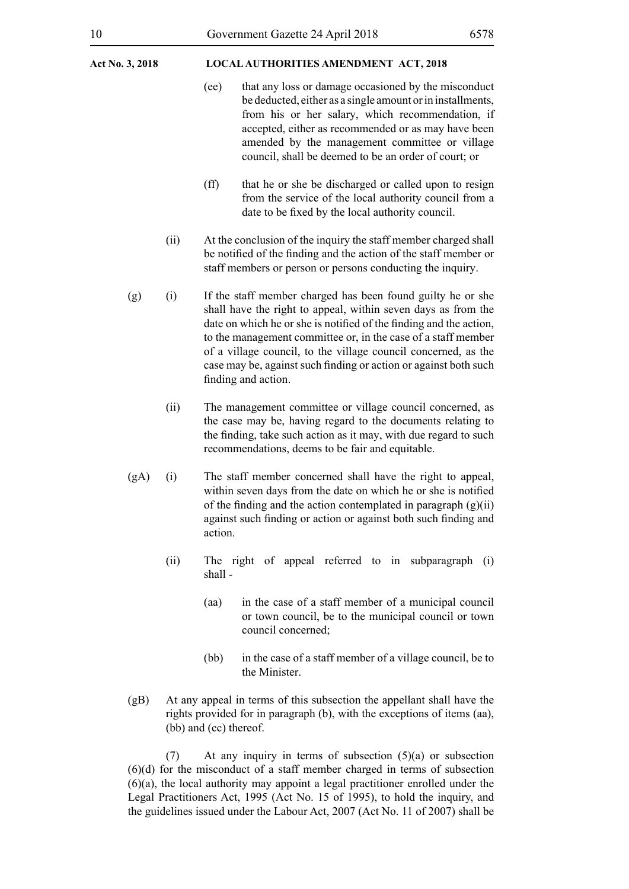(ee) that any loss or damage occasioned by the misconduct be deducted, either as a single amount or in installments, from his or her salary, which recommendation, if accepted, either as recommended or as may have been amended by the management committee or village council, shall be deemed to be an order of court; or

(ff) that he or she be discharged or called upon to resign from the service of the local authority council from a date to be fixed by the local authority council.

(ii) At the conclusion of the inquiry the staff member charged shall be notified of the finding and the action of the staff member or staff members or person or persons conducting the inquiry.

(g) (i) If the staff member charged has been found guilty he or she shall have the right to appeal, within seven days as from the date on which he or she is notified of the finding and the action, to the management committee or, in the case of a staff member of a village council, to the village council concerned, as the case may be, against such finding or action or against both such finding and action.

(ii) The management committee or village council concerned, as the case may be, having regard to the documents relating to the finding, take such action as it may, with due regard to such recommendations, deems to be fair and equitable.

(gA) (i) The staff member concerned shall have the right to appeal, within seven days from the date on which he or she is notified of the finding and the action contemplated in paragraph (g)(ii) against such finding or action or against both such finding and action.

(ii) The right of appeal referred to in subparagraph (i) shall -

(aa) in the case of a staff member of a municipal council or town council, be to the municipal council or town council concerned;

(bb) in the case of a staff member of a village council, be to the Minister.

(gB) At any appeal in terms of this subsection the appellant shall have the rights provided for in paragraph (b), with the exceptions of items (aa), (bb) and (cc) thereof.

(7) At any inquiry in terms of subsection (5)(a) or subsection (6)(d) for the misconduct of a staff member charged in terms of subsection (6)(a), the local authority may appoint a legal practitioner enrolled under the Legal Practitioners Act, 1995 (Act No. 15 of 1995), to hold the inquiry, and the guidelines issued under the Labour Act, 2007 (Act No. 11 of 2007) shall be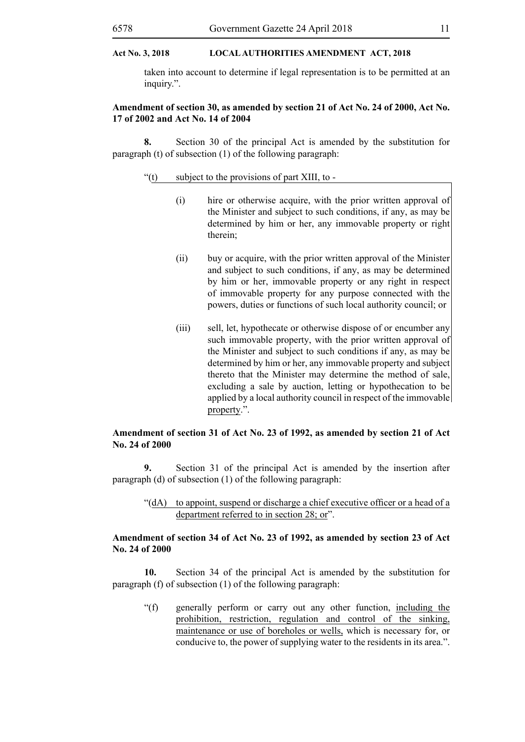taken into account to determine if legal representation is to be permitted at an inquiry.".

**Amendment of section 30, as amended by section 21 of Act No. 24 of 2000, Act No. 17 of 2002 and Act No. 14 of 2004**

**8.** Section 30 of the principal Act is amended by the substitution for paragraph (t) of subsection (1) of the following paragraph:

"(t) subject to the provisions of part XIII, to -

(i) hire or otherwise acquire, with the prior written approval of the Minister and subject to such conditions, if any, as may be determined by him or her, any immovable property or right therein;

(ii) buy or acquire, with the prior written approval of the Minister and subject to such conditions, if any, as may be determined by him or her, immovable property or any right in respect of immovable property for any purpose connected with the powers, duties or functions of such local authority council; or

(iii) sell, let, hypothecate or otherwise dispose of or encumber any such immovable property, with the prior written approval of the Minister and subject to such conditions if any, as may be determined by him or her, any immovable property and subject thereto that the Minister may determine the method of sale, excluding a sale by auction, letting or hypothecation to be applied by a local authority council in respect of the immovable property.".

**Amendment of section 31 of Act No. 23 of 1992, as amended by section 21 of Act No. 24 of 2000**

**9.** Section 31 of the principal Act is amended by the insertion after paragraph (d) of subsection (1) of the following paragraph:

"(dA) to appoint, suspend or discharge a chief executive officer or a head of a department referred to in section 28; or".

**Amendment of section 34 of Act No. 23 of 1992, as amended by section 23 of Act No. 24 of 2000**

**10.** Section 34 of the principal Act is amended by the substitution for paragraph (f) of subsection (1) of the following paragraph:

"(f) generally perform or carry out any other function, including the prohibition, restriction, regulation and control of the sinking, maintenance or use of boreholes or wells, which is necessary for, or conducive to, the power of supplying water to the residents in its area.".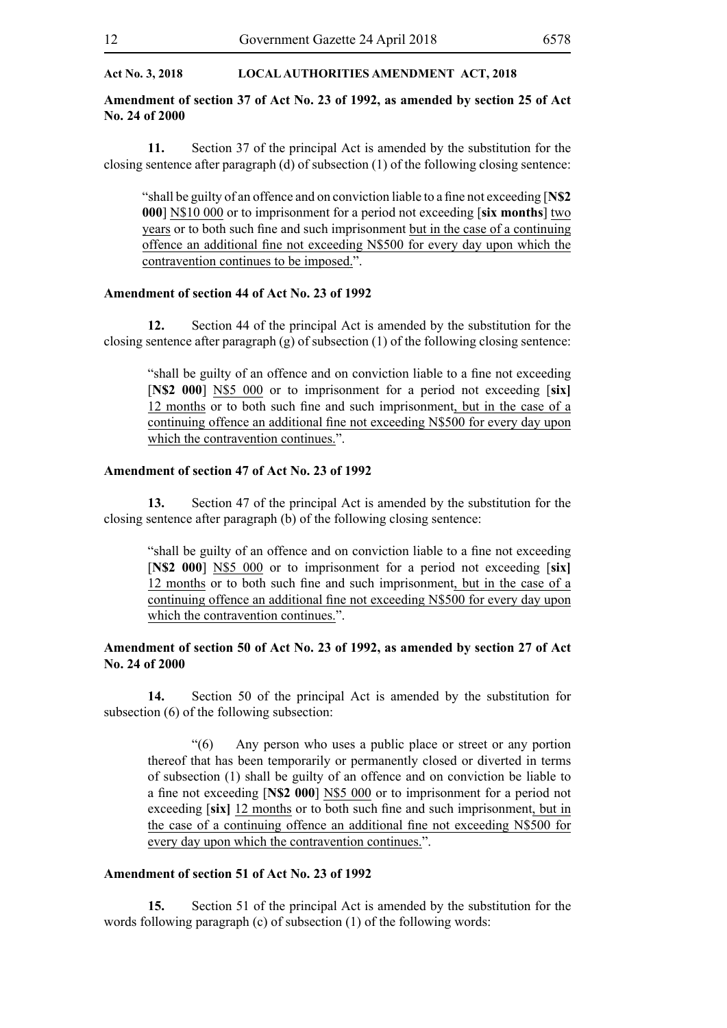**Act No. 3, 2018 LOCAL AUTHORITIES AMENDMENT ACT, 2018**

**Amendment of section 37 of Act No. 23 of 1992, as amended by section 25 of Act No. 24 of 2000**

**11.** Section 37 of the principal Act is amended by the substitution for the closing sentence after paragraph (d) of subsection (1) of the following closing sentence:

> "shall be guilty of an offence and on conviction liable to a fine not exceeding [**N$2 000**] <u>N$10 000</u> or to imprisonment for a period not exceeding [**six months**] <u>two years</u> or to both such fine and such imprisonment <u>but in the case of a continuing offence an additional fine not exceeding N$500 for every day upon which the contravention continues to be imposed.</u>".

**Amendment of section 44 of Act No. 23 of 1992**

**12.** Section 44 of the principal Act is amended by the substitution for the closing sentence after paragraph (g) of subsection (1) of the following closing sentence:

> "shall be guilty of an offence and on conviction liable to a fine not exceeding [**N$2 000**] <u>N$5 000</u> or to imprisonment for a period not exceeding [**six]** <u>12 months</u> or to both such fine and such imprisonment<u>, but in the case of a continuing offence an additional fine not exceeding N$500 for every day upon which the contravention continues.</u>".

**Amendment of section 47 of Act No. 23 of 1992**

**13.** Section 47 of the principal Act is amended by the substitution for the closing sentence after paragraph (b) of the following closing sentence:

> "shall be guilty of an offence and on conviction liable to a fine not exceeding [**N$2 000**] <u>N$5 000</u> or to imprisonment for a period not exceeding [**six]** <u>12 months</u> or to both such fine and such imprisonment<u>, but in the case of a continuing offence an additional fine not exceeding N$500 for every day upon which the contravention continues.</u>".

**Amendment of section 50 of Act No. 23 of 1992, as amended by section 27 of Act No. 24 of 2000**

**14.** Section 50 of the principal Act is amended by the substitution for subsection (6) of the following subsection:

> "(6) Any person who uses a public place or street or any portion thereof that has been temporarily or permanently closed or diverted in terms of subsection (1) shall be guilty of an offence and on conviction be liable to a fine not exceeding [**N$2 000**] <u>N$5 000</u> or to imprisonment for a period not exceeding [**six]** <u>12 months</u> or to both such fine and such imprisonment<u>, but in the case of a continuing offence an additional fine not exceeding N$500 for every day upon which the contravention continues.</u>".

**Amendment of section 51 of Act No. 23 of 1992**

**15.** Section 51 of the principal Act is amended by the substitution for the words following paragraph (c) of subsection (1) of the following words: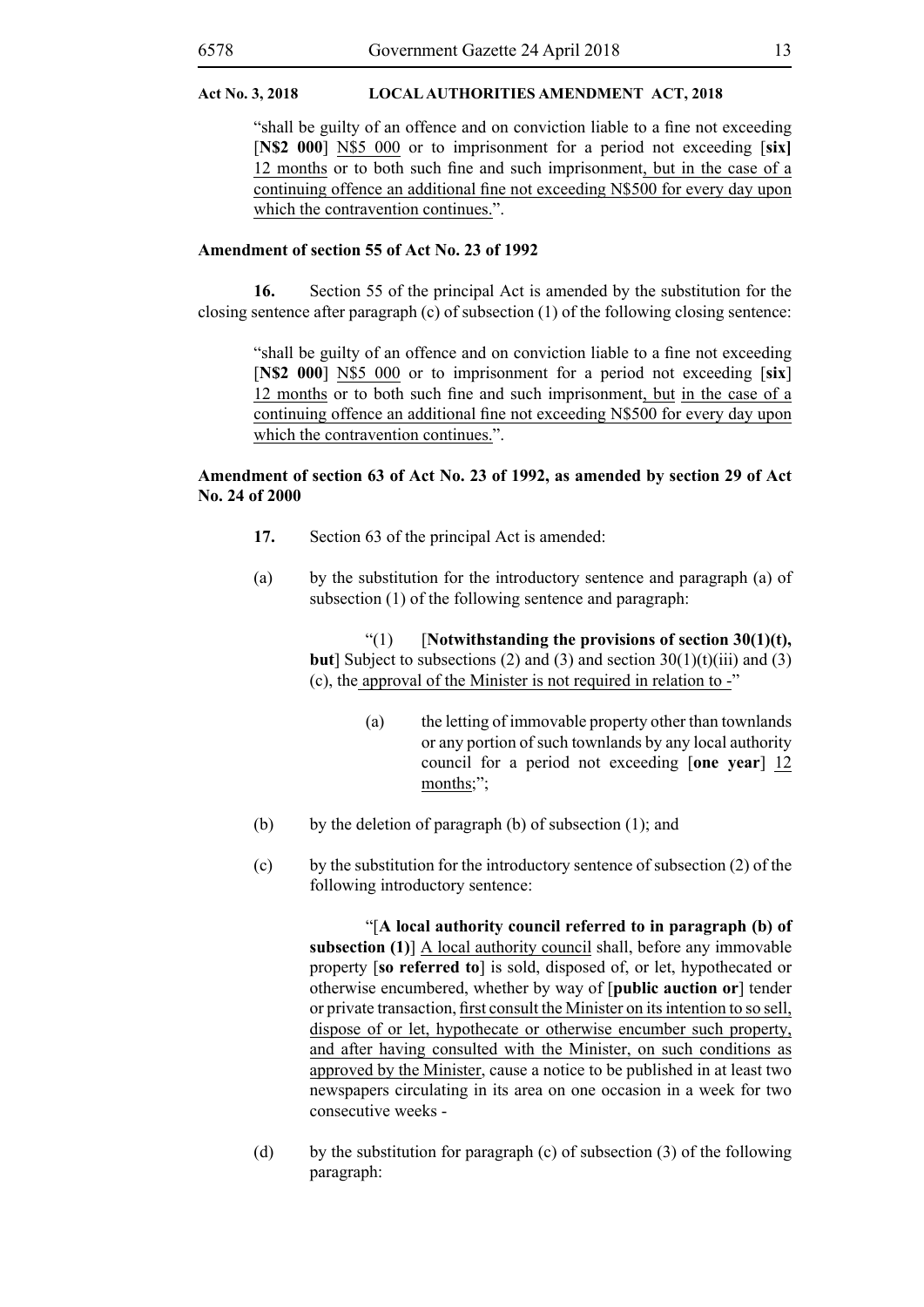"shall be guilty of an offence and on conviction liable to a fine not exceeding [**N$2 000**] <u>N$5 000</u> or to imprisonment for a period not exceeding [**six]** <u>12 months</u> or to both such fine and such imprisonment<u>, but in the case of a continuing offence an additional fine not exceeding N$500 for every day upon which the contravention continues.</u>".

**Amendment of section 55 of Act No. 23 of 1992**

**16.** Section 55 of the principal Act is amended by the substitution for the closing sentence after paragraph (c) of subsection (1) of the following closing sentence:

"shall be guilty of an offence and on conviction liable to a fine not exceeding [**N$2 000**] <u>N$5 000</u> or to imprisonment for a period not exceeding [**six**] <u>12 months</u> or to both such fine and such imprisonment<u>, but in the case of a continuing offence an additional fine not exceeding N$500 for every day upon which the contravention continues.</u>".

**Amendment of section 63 of Act No. 23 of 1992, as amended by section 29 of Act No. 24 of 2000**

**17.** Section 63 of the principal Act is amended:

(a) by the substitution for the introductory sentence and paragraph (a) of subsection (1) of the following sentence and paragraph:

"(1) [**Notwithstanding the provisions of section 30(1)(t), but**] Subject to subsections (2) and (3) and section 30(1)(t)(iii) and (3)(c), the<u> approval of the Minister is not required in relation to -</u>"

(a) the letting of immovable property other than townlands or any portion of such townlands by any local authority council for a period not exceeding [**one year**] <u>12 months</u>;";

(b) by the deletion of paragraph (b) of subsection (1); and

(c) by the substitution for the introductory sentence of subsection (2) of the following introductory sentence:

"[**A local authority council referred to in paragraph (b) of subsection (1)**] <u>A local authority council</u> shall, before any immovable property [**so referred to**] is sold, disposed of, or let, hypothecated or otherwise encumbered, whether by way of [**public auction or**] tender or private transaction, <u>first consult the Minister on its intention to so sell, dispose of or let, hypothecate or otherwise encumber such property, and after having consulted with the Minister, on such conditions as approved by the Minister</u>, cause a notice to be published in at least two newspapers circulating in its area on one occasion in a week for two consecutive weeks -

(d) by the substitution for paragraph (c) of subsection (3) of the following paragraph: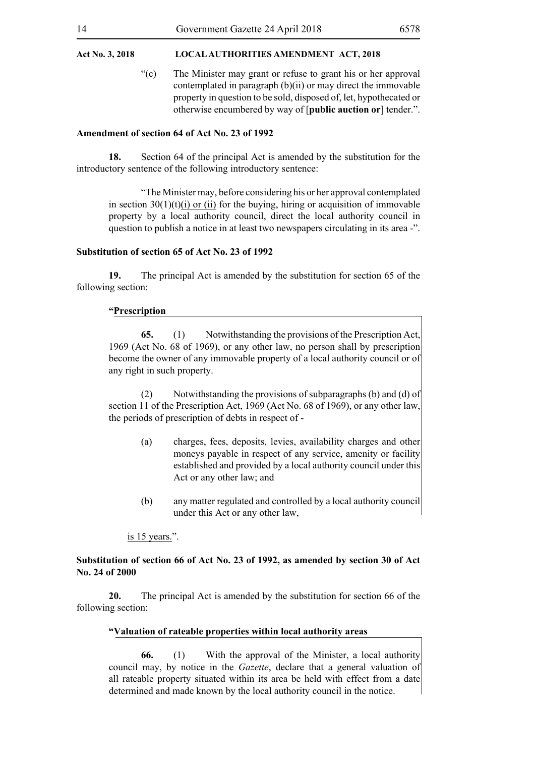“(c) The Minister may grant or refuse to grant his or her approval contemplated in paragraph (b)(ii) or may direct the immovable property in question to be sold, disposed of, let, hypothecated or otherwise encumbered by way of [**public auction or**] tender.”.

**Amendment of section 64 of Act No. 23 of 1992**

**18.** Section 64 of the principal Act is amended by the substitution for the introductory sentence of the following introductory sentence:

“The Minister may, before considering his or her approval contemplated in section 30(1)(t)(i) or (ii) for the buying, hiring or acquisition of immovable property by a local authority council, direct the local authority council in question to publish a notice in at least two newspapers circulating in its area -”.

**Substitution of section 65 of Act No. 23 of 1992**

**19.** The principal Act is amended by the substitution for section 65 of the following section:

**“Prescription**

**65.** (1) Notwithstanding the provisions of the Prescription Act, 1969 (Act No. 68 of 1969), or any other law, no person shall by prescription become the owner of any immovable property of a local authority council or of any right in such property.

(2) Notwithstanding the provisions of subparagraphs (b) and (d) of section 11 of the Prescription Act, 1969 (Act No. 68 of 1969), or any other law, the periods of prescription of debts in respect of -

(a) charges, fees, deposits, levies, availability charges and other moneys payable in respect of any service, amenity or facility established and provided by a local authority council under this Act or any other law; and

(b) any matter regulated and controlled by a local authority council under this Act or any other law,

is 15 years.”.

**Substitution of section 66 of Act No. 23 of 1992, as amended by section 30 of Act No. 24 of 2000**

**20.** The principal Act is amended by the substitution for section 66 of the following section:

**“Valuation of rateable properties within local authority areas**

**66.** (1) With the approval of the Minister, a local authority council may, by notice in the *Gazette*, declare that a general valuation of all rateable property situated within its area be held with effect from a date determined and made known by the local authority council in the notice.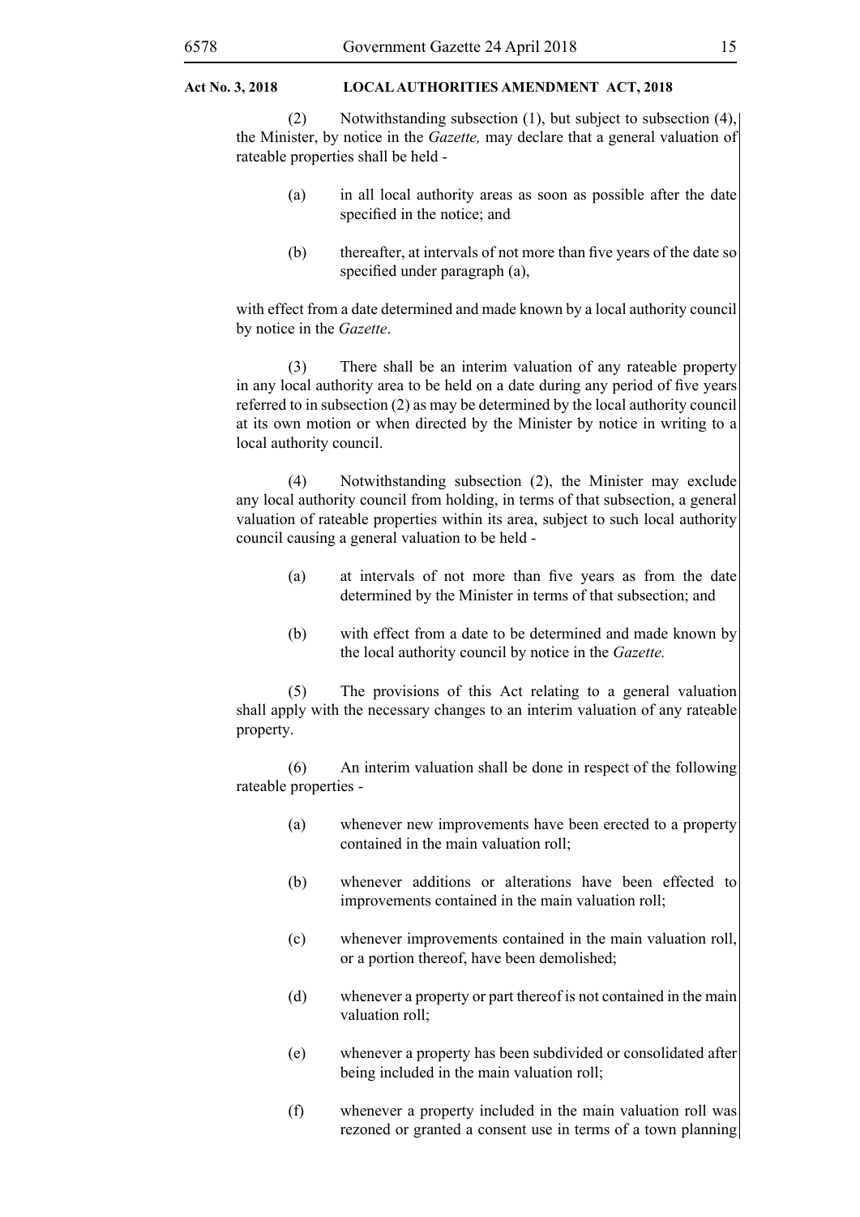(2) Notwithstanding subsection (1), but subject to subsection (4), the Minister, by notice in the *Gazette,* may declare that a general valuation of rateable properties shall be held -

(a) in all local authority areas as soon as possible after the date specified in the notice; and

(b) thereafter, at intervals of not more than five years of the date so specified under paragraph (a),

with effect from a date determined and made known by a local authority council by notice in the *Gazette*.

(3) There shall be an interim valuation of any rateable property in any local authority area to be held on a date during any period of five years referred to in subsection (2) as may be determined by the local authority council at its own motion or when directed by the Minister by notice in writing to a local authority council.

(4) Notwithstanding subsection (2), the Minister may exclude any local authority council from holding, in terms of that subsection, a general valuation of rateable properties within its area, subject to such local authority council causing a general valuation to be held -

(a) at intervals of not more than five years as from the date determined by the Minister in terms of that subsection; and

(b) with effect from a date to be determined and made known by the local authority council by notice in the *Gazette.*

(5) The provisions of this Act relating to a general valuation shall apply with the necessary changes to an interim valuation of any rateable property.

(6) An interim valuation shall be done in respect of the following rateable properties -

(a) whenever new improvements have been erected to a property contained in the main valuation roll;

(b) whenever additions or alterations have been effected to improvements contained in the main valuation roll;

(c) whenever improvements contained in the main valuation roll, or a portion thereof, have been demolished;

(d) whenever a property or part thereof is not contained in the main valuation roll;

(e) whenever a property has been subdivided or consolidated after being included in the main valuation roll;

(f) whenever a property included in the main valuation roll was rezoned or granted a consent use in terms of a town planning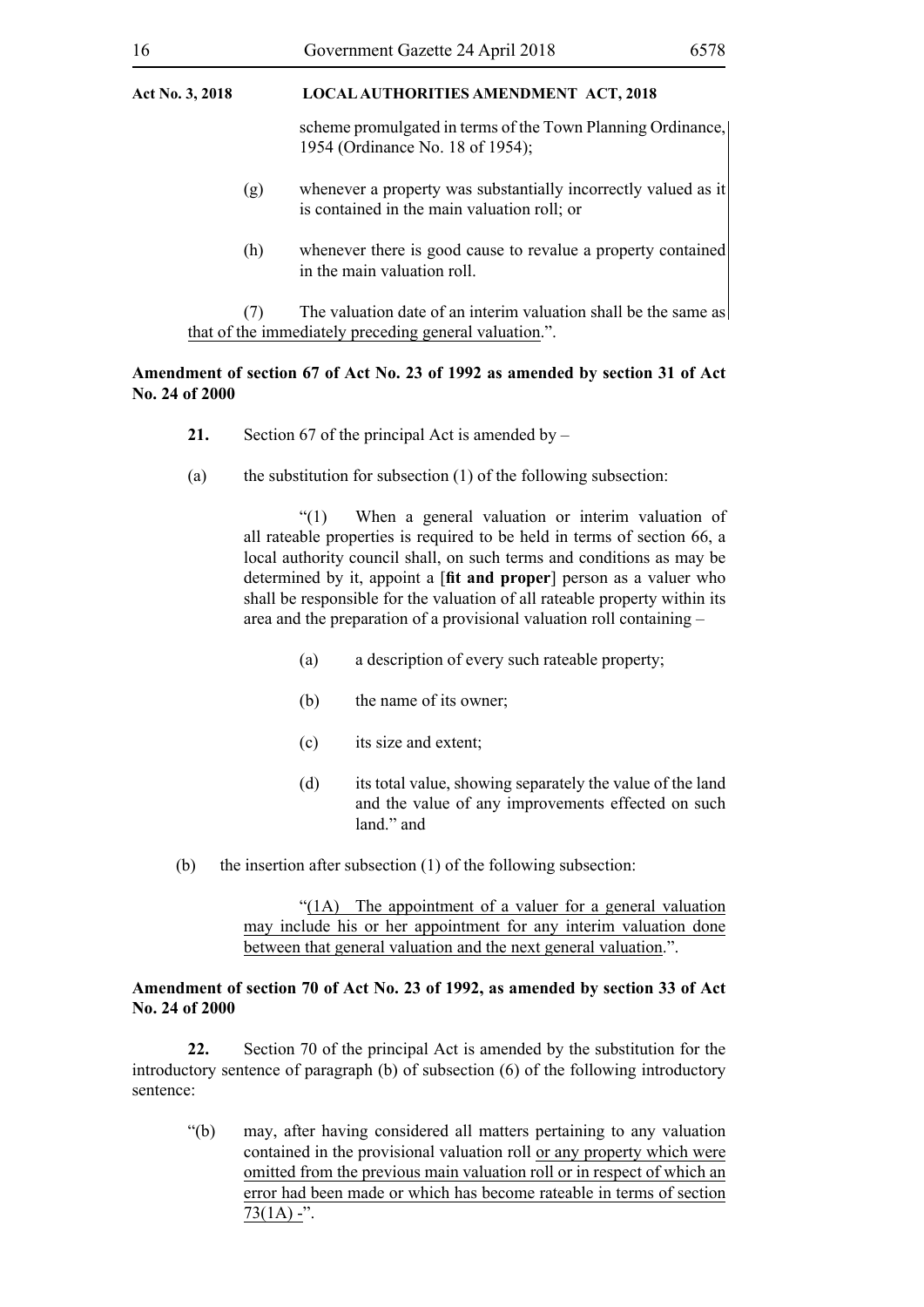scheme promulgated in terms of the Town Planning Ordinance, 1954 (Ordinance No. 18 of 1954);

(g) whenever a property was substantially incorrectly valued as it is contained in the main valuation roll; or

(h) whenever there is good cause to revalue a property contained in the main valuation roll.

(7) The valuation date of an interim valuation shall be the same as that of the immediately preceding general valuation.".

**Amendment of section 67 of Act No. 23 of 1992 as amended by section 31 of Act No. 24 of 2000**

**21.** Section 67 of the principal Act is amended by –

(a) the substitution for subsection (1) of the following subsection:

"(1) When a general valuation or interim valuation of all rateable properties is required to be held in terms of section 66, a local authority council shall, on such terms and conditions as may be determined by it, appoint a [**fit and proper**] person as a valuer who shall be responsible for the valuation of all rateable property within its area and the preparation of a provisional valuation roll containing –

(a) a description of every such rateable property;

(b) the name of its owner;

(c) its size and extent;

(d) its total value, showing separately the value of the land and the value of any improvements effected on such land." and

(b) the insertion after subsection (1) of the following subsection:

"(1A) The appointment of a valuer for a general valuation may include his or her appointment for any interim valuation done between that general valuation and the next general valuation.".

**Amendment of section 70 of Act No. 23 of 1992, as amended by section 33 of Act No. 24 of 2000**

**22.** Section 70 of the principal Act is amended by the substitution for the introductory sentence of paragraph (b) of subsection (6) of the following introductory sentence:

"(b) may, after having considered all matters pertaining to any valuation contained in the provisional valuation roll or any property which were omitted from the previous main valuation roll or in respect of which an error had been made or which has become rateable in terms of section 73(1A) -".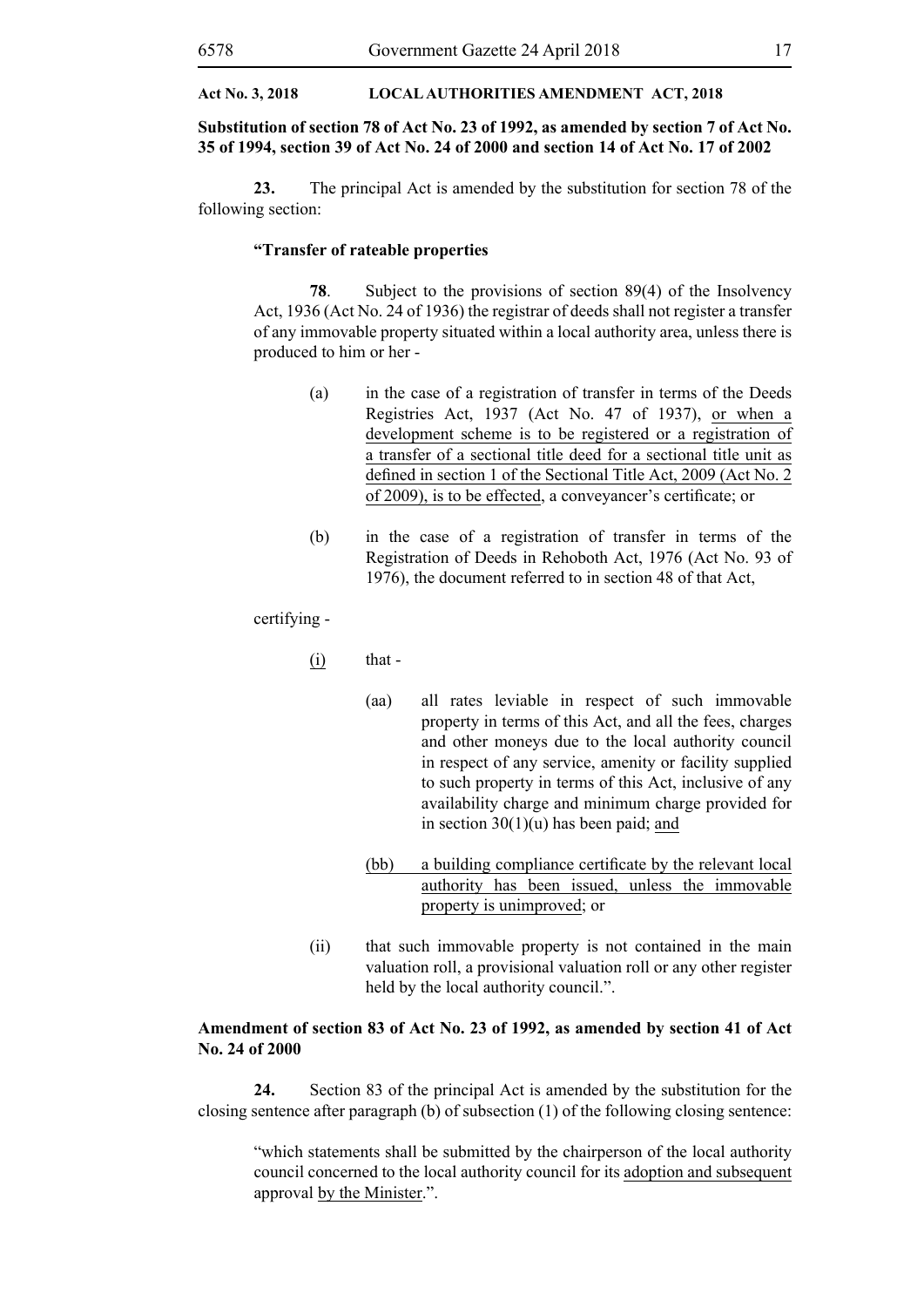**Substitution of section 78 of Act No. 23 of 1992, as amended by section 7 of Act No. 35 of 1994, section 39 of Act No. 24 of 2000 and section 14 of Act No. 17 of 2002**

**23.** The principal Act is amended by the substitution for section 78 of the following section:

> **"Transfer of rateable properties**
>
> **78**. Subject to the provisions of section 89(4) of the Insolvency Act, 1936 (Act No. 24 of 1936) the registrar of deeds shall not register a transfer of any immovable property situated within a local authority area, unless there is produced to him or her -
>
> (a) in the case of a registration of transfer in terms of the Deeds Registries Act, 1937 (Act No. 47 of 1937), <u>or when a development scheme is to be registered or a registration of a transfer of a sectional title deed for a sectional title unit as defined in section 1 of the Sectional Title Act, 2009 (Act No. 2 of 2009), is to be effected</u>, a conveyancer's certificate; or
>
> (b) in the case of a registration of transfer in terms of the Registration of Deeds in Rehoboth Act, 1976 (Act No. 93 of 1976), the document referred to in section 48 of that Act,
>
> certifying -
>
> <u>(i)</u> that -
>
> (aa) all rates leviable in respect of such immovable property in terms of this Act, and all the fees, charges and other moneys due to the local authority council in respect of any service, amenity or facility supplied to such property in terms of this Act, inclusive of any availability charge and minimum charge provided for in section 30(1)(u) has been paid; <u>and</u>
>
> <u>(bb) a building compliance certificate by the relevant local authority has been issued, unless the immovable property is unimproved</u>; or
>
> (ii) that such immovable property is not contained in the main valuation roll, a provisional valuation roll or any other register held by the local authority council.".

**Amendment of section 83 of Act No. 23 of 1992, as amended by section 41 of Act No. 24 of 2000**

**24.** Section 83 of the principal Act is amended by the substitution for the closing sentence after paragraph (b) of subsection (1) of the following closing sentence:

> "which statements shall be submitted by the chairperson of the local authority council concerned to the local authority council for its <u>adoption and subsequent</u> approval <u>by the Minister</u>.".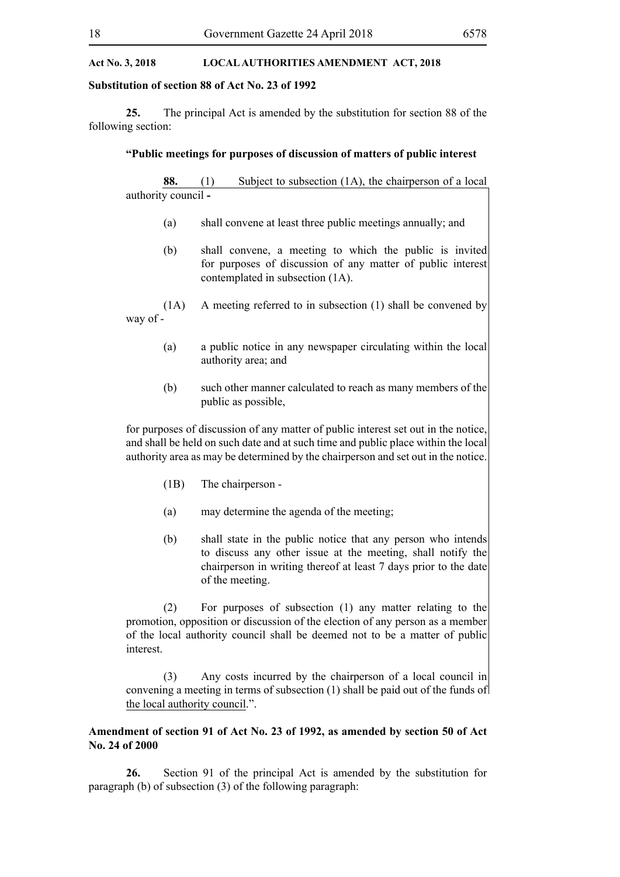**Substitution of section 88 of Act No. 23 of 1992**

**25.** The principal Act is amended by the substitution for section 88 of the following section:

**"Public meetings for purposes of discussion of matters of public interest**

**88.** (1) Subject to subsection (1A), the chairperson of a local authority council -

(a) shall convene at least three public meetings annually; and

(b) shall convene, a meeting to which the public is invited for purposes of discussion of any matter of public interest contemplated in subsection (1A).

(1A) A meeting referred to in subsection (1) shall be convened by way of -

(a) a public notice in any newspaper circulating within the local authority area; and

(b) such other manner calculated to reach as many members of the public as possible,

for purposes of discussion of any matter of public interest set out in the notice, and shall be held on such date and at such time and public place within the local authority area as may be determined by the chairperson and set out in the notice.

(1B) The chairperson -

(a) may determine the agenda of the meeting;

(b) shall state in the public notice that any person who intends to discuss any other issue at the meeting, shall notify the chairperson in writing thereof at least 7 days prior to the date of the meeting.

(2) For purposes of subsection (1) any matter relating to the promotion, opposition or discussion of the election of any person as a member of the local authority council shall be deemed not to be a matter of public interest.

(3) Any costs incurred by the chairperson of a local council in convening a meeting in terms of subsection (1) shall be paid out of the funds of the local authority council.".

**Amendment of section 91 of Act No. 23 of 1992, as amended by section 50 of Act No. 24 of 2000**

**26.** Section 91 of the principal Act is amended by the substitution for paragraph (b) of subsection (3) of the following paragraph: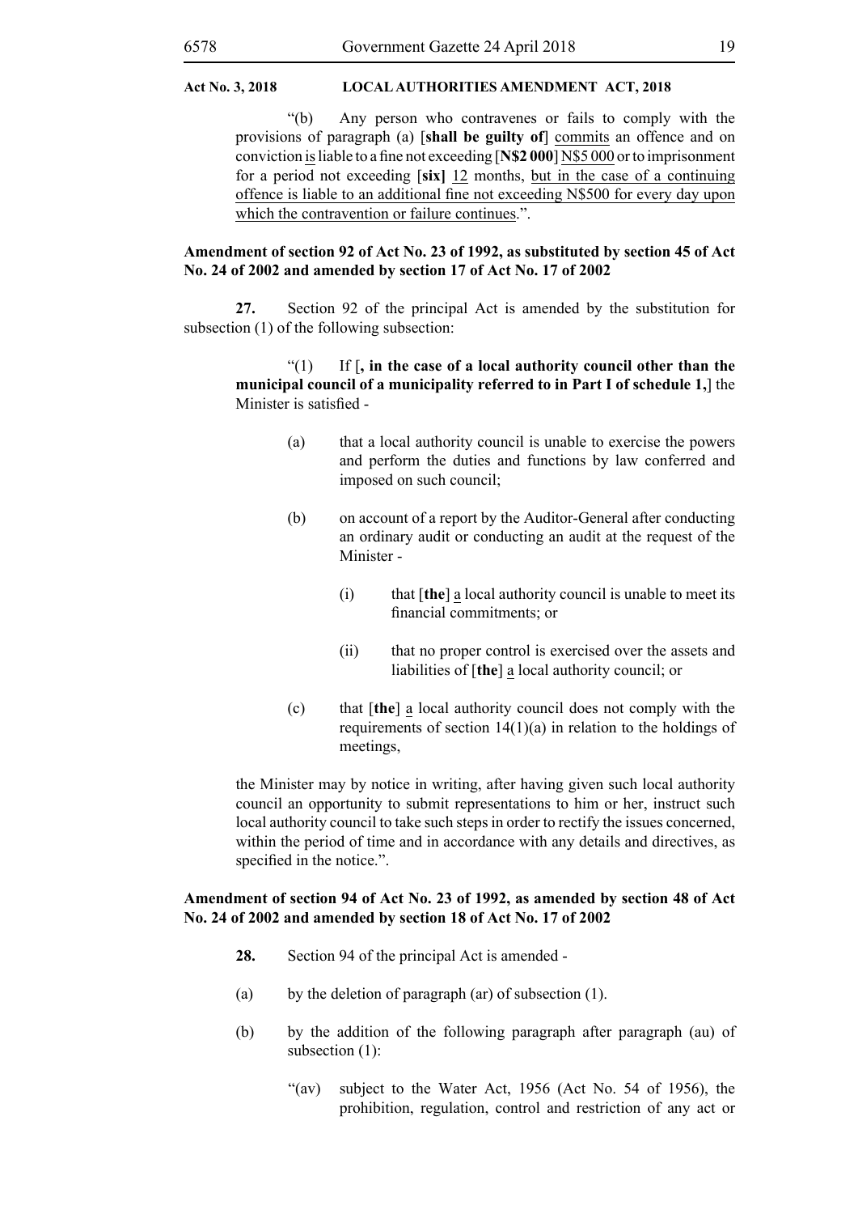"(b) Any person who contravenes or fails to comply with the provisions of paragraph (a) [**shall be guilty of**] commits an offence and on conviction is liable to a fine not exceeding [**N$2 000**] N$5 000 or to imprisonment for a period not exceeding [**six**] 12 months, but in the case of a continuing offence is liable to an additional fine not exceeding N$500 for every day upon which the contravention or failure continues.".

**Amendment of section 92 of Act No. 23 of 1992, as substituted by section 45 of Act No. 24 of 2002 and amended by section 17 of Act No. 17 of 2002**

**27.** Section 92 of the principal Act is amended by the substitution for subsection (1) of the following subsection:

"(1) If [**, in the case of a local authority council other than the municipal council of a municipality referred to in Part I of schedule 1,**] the Minister is satisfied -

(a) that a local authority council is unable to exercise the powers and perform the duties and functions by law conferred and imposed on such council;

(b) on account of a report by the Auditor-General after conducting an ordinary audit or conducting an audit at the request of the Minister -

(i) that [**the**] a local authority council is unable to meet its financial commitments; or

(ii) that no proper control is exercised over the assets and liabilities of [**the**] a local authority council; or

(c) that [**the**] a local authority council does not comply with the requirements of section 14(1)(a) in relation to the holdings of meetings,

the Minister may by notice in writing, after having given such local authority council an opportunity to submit representations to him or her, instruct such local authority council to take such steps in order to rectify the issues concerned, within the period of time and in accordance with any details and directives, as specified in the notice.".

**Amendment of section 94 of Act No. 23 of 1992, as amended by section 48 of Act No. 24 of 2002 and amended by section 18 of Act No. 17 of 2002**

**28.** Section 94 of the principal Act is amended -

(a) by the deletion of paragraph (ar) of subsection (1).

(b) by the addition of the following paragraph after paragraph (au) of subsection (1):

"(av) subject to the Water Act, 1956 (Act No. 54 of 1956), the prohibition, regulation, control and restriction of any act or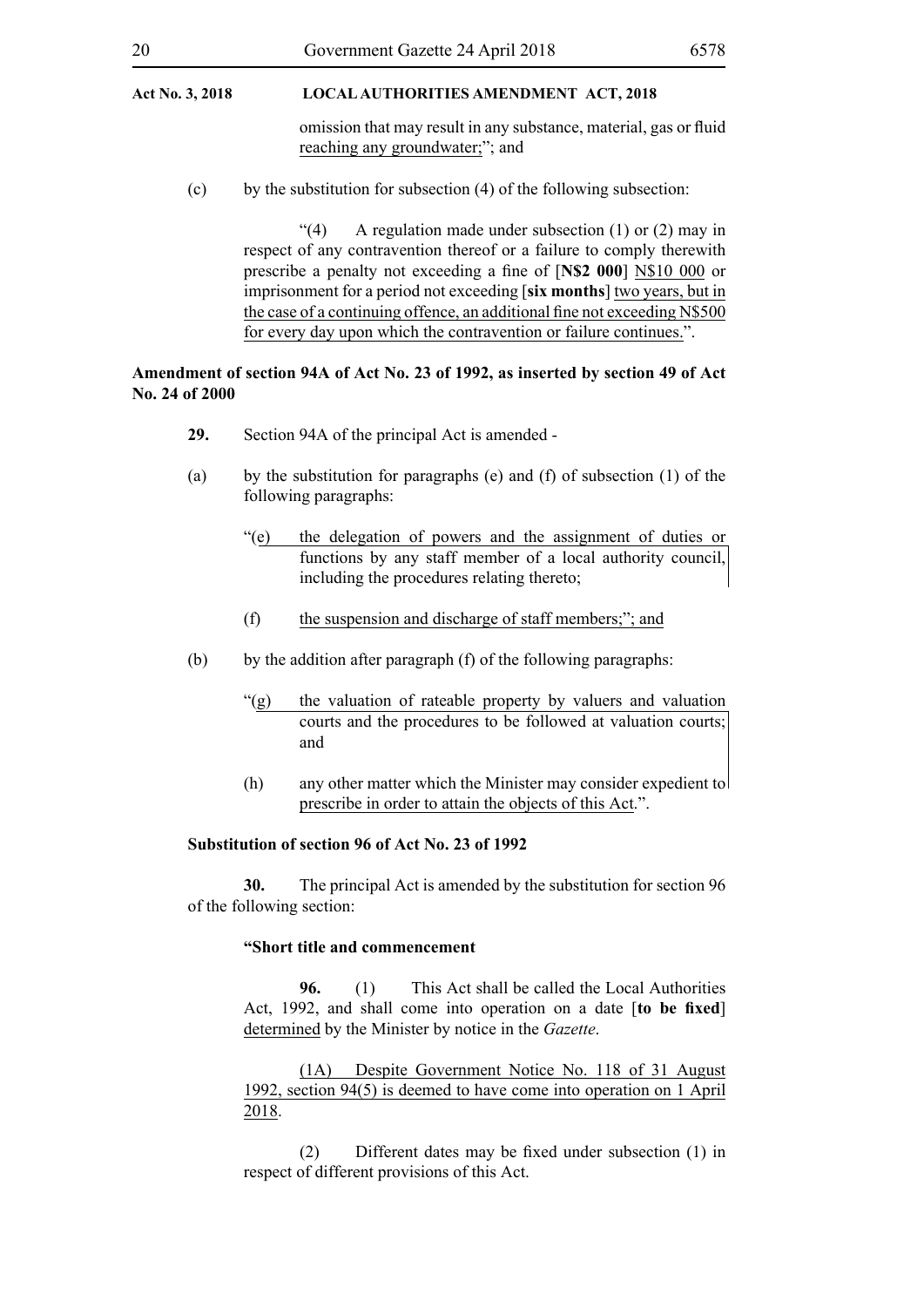omission that may result in any substance, material, gas or fluid reaching any groundwater;"; and

(c) by the substitution for subsection (4) of the following subsection:

"(4) A regulation made under subsection (1) or (2) may in respect of any contravention thereof or a failure to comply therewith prescribe a penalty not exceeding a fine of [**N$2 000**] N$10 000 or imprisonment for a period not exceeding [**six months**] two years, but in the case of a continuing offence, an additional fine not exceeding N$500 for every day upon which the contravention or failure continues.".

**Amendment of section 94A of Act No. 23 of 1992, as inserted by section 49 of Act No. 24 of 2000**

**29.** Section 94A of the principal Act is amended -

(a) by the substitution for paragraphs (e) and (f) of subsection (1) of the following paragraphs:

"(e) the delegation of powers and the assignment of duties or functions by any staff member of a local authority council, including the procedures relating thereto;

(f) the suspension and discharge of staff members;"; and

(b) by the addition after paragraph (f) of the following paragraphs:

"(g) the valuation of rateable property by valuers and valuation courts and the procedures to be followed at valuation courts; and

(h) any other matter which the Minister may consider expedient to prescribe in order to attain the objects of this Act.".

**Substitution of section 96 of Act No. 23 of 1992**

**30.** The principal Act is amended by the substitution for section 96 of the following section:

**"Short title and commencement**

**96.** (1) This Act shall be called the Local Authorities Act, 1992, and shall come into operation on a date [**to be fixed**] determined by the Minister by notice in the *Gazette*.

(1A) Despite Government Notice No. 118 of 31 August 1992, section 94(5) is deemed to have come into operation on 1 April 2018.

(2) Different dates may be fixed under subsection (1) in respect of different provisions of this Act.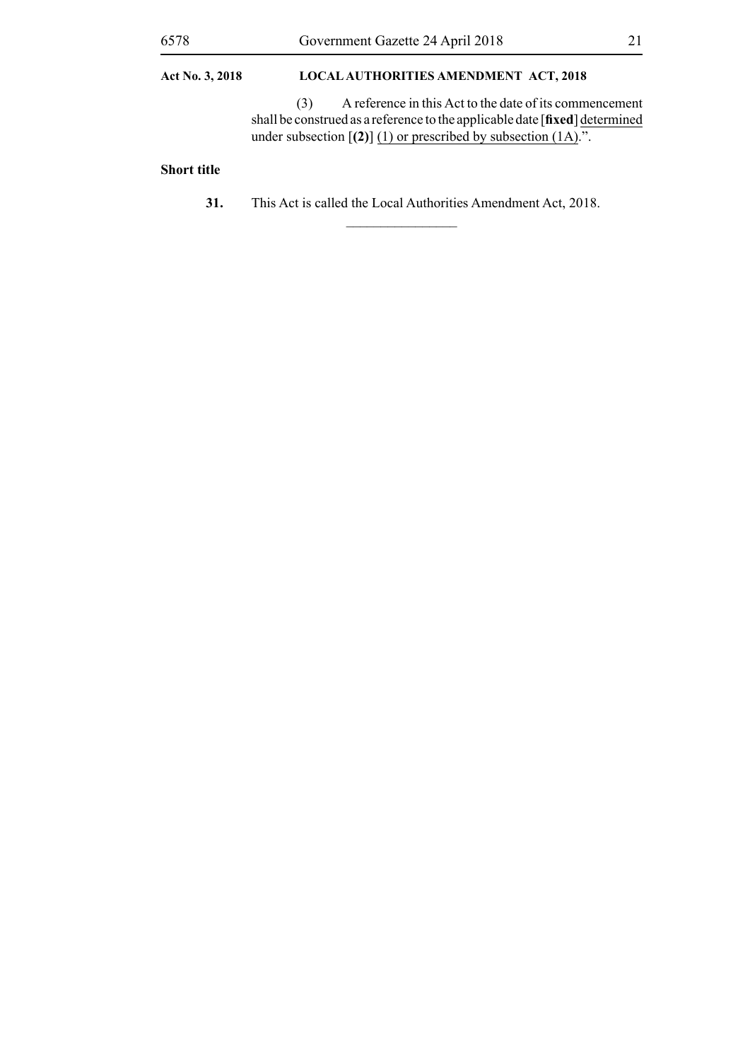(3) A reference in this Act to the date of its commencement shall be construed as a reference to the applicable date [**fixed**] determined under subsection [**(2)**] (1) or prescribed by subsection (1A).".

**Short title**

**31.** This Act is called the Local Authorities Amendment Act, 2018.

________________